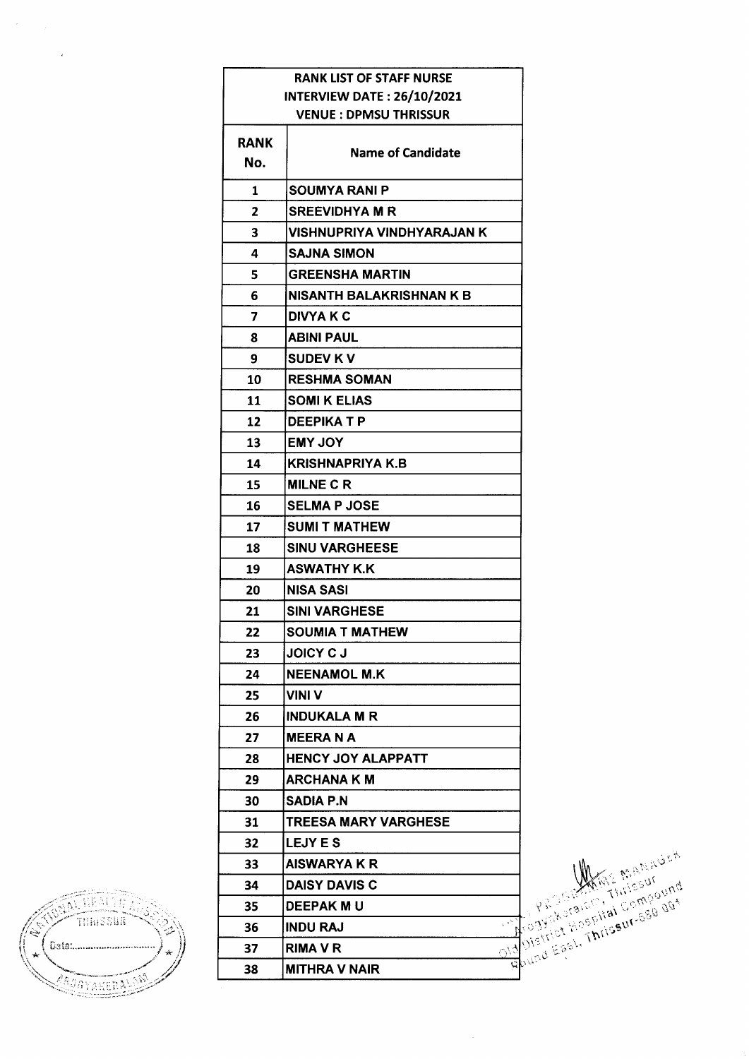**RANK LIST OF STAFF NURSE**
**INTERVIEW DATE : 26/10/2021**
**VENUE : DPMSU THRISSUR**

| RANK No. | Name of Candidate |
|---|---|
| 1 | SOUMYA RANI P |
| 2 | SREEVIDHYA M R |
| 3 | VISHNUPRIYA VINDHYARAJAN K |
| 4 | SAJNA SIMON |
| 5 | GREENSHA MARTIN |
| 6 | NISANTH BALAKRISHNAN K B |
| 7 | DIVYA K C |
| 8 | ABINI PAUL |
| 9 | SUDEV K V |
| 10 | RESHMA SOMAN |
| 11 | SOMI K ELIAS |
| 12 | DEEPIKA T P |
| 13 | EMY JOY |
| 14 | KRISHNAPRIYA K.B |
| 15 | MILNE C R |
| 16 | SELMA P JOSE |
| 17 | SUMI T MATHEW |
| 18 | SINU VARGHEESE |
| 19 | ASWATHY K.K |
| 20 | NISA SASI |
| 21 | SINI VARGHESE |
| 22 | SOUMIA T MATHEW |
| 23 | JOICY C J |
| 24 | NEENAMOL M.K |
| 25 | VINI V |
| 26 | INDUKALA M R |
| 27 | MEERA N A |
| 28 | HENCY JOY ALAPPATT |
| 29 | ARCHANA K M |
| 30 | SADIA P.N |
| 31 | TREESA MARY VARGHESE |
| 32 | LEJY E S |
| 33 | AISWARYA K R |
| 34 | DAISY DAVIS C |
| 35 | DEEPAK M U |
| 36 | INDU RAJ |
| 37 | RIMA V R |
| 38 | MITHRA V NAIR |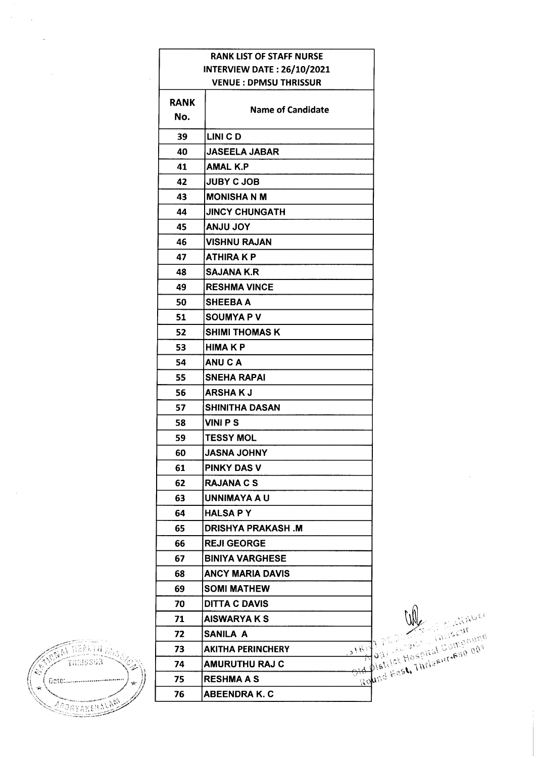| RANK LIST OF STAFF NURSE<br>INTERVIEW DATE : 26/10/2021<br>VENUE : DPMSU THRISSUR | |
|---|---|
| **RANK No.** | **Name of Candidate** |
| 39 | LINI C D |
| 40 | JASEELA JABAR |
| 41 | AMAL K.P |
| 42 | JUBY C JOB |
| 43 | MONISHA N M |
| 44 | JINCY CHUNGATH |
| 45 | ANJU JOY |
| 46 | VISHNU RAJAN |
| 47 | ATHIRA K P |
| 48 | SAJANA K.R |
| 49 | RESHMA VINCE |
| 50 | SHEEBA A |
| 51 | SOUMYA P V |
| 52 | SHIMI THOMAS K |
| 53 | HIMA K P |
| 54 | ANU C A |
| 55 | SNEHA RAPAI |
| 56 | ARSHA K J |
| 57 | SHINITHA DASAN |
| 58 | VINI P S |
| 59 | TESSY MOL |
| 60 | JASNA JOHNY |
| 61 | PINKY DAS V |
| 62 | RAJANA C S |
| 63 | UNNIMAYA A U |
| 64 | HALSA P Y |
| 65 | DRISHYA PRAKASH .M |
| 66 | REJI GEORGE |
| 67 | BINIYA VARGHESE |
| 68 | ANCY MARIA DAVIS |
| 69 | SOMI MATHEW |
| 70 | DITTA C DAVIS |
| 71 | AISWARYA K S |
| 72 | SANILA A |
| 73 | AKITHA PERINCHERY |
| 74 | AMURUTHU RAJ C |
| 75 | RESHMA A S |
| 76 | ABEENDRA K. C |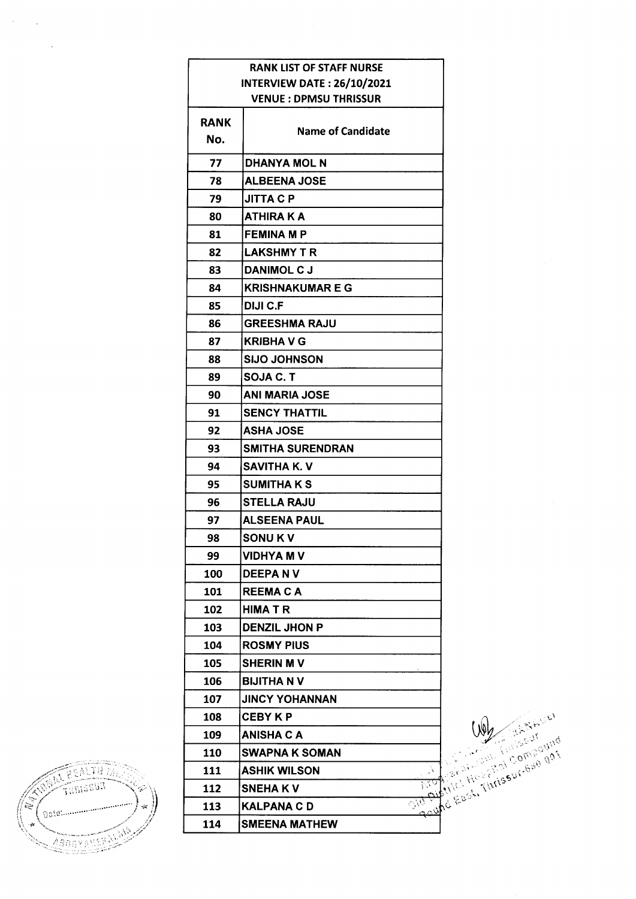| RANK LIST OF STAFF NURSE<br>INTERVIEW DATE : 26/10/2021<br>VENUE : DPMSU THRISSUR | |
|---|---|
| **RANK No.** | **Name of Candidate** |
| 77 | DHANYA MOL N |
| 78 | ALBEENA JOSE |
| 79 | JITTA C P |
| 80 | ATHIRA K A |
| 81 | FEMINA M P |
| 82 | LAKSHMY T R |
| 83 | DANIMOL C J |
| 84 | KRISHNAKUMAR E G |
| 85 | DIJI C.F |
| 86 | GREESHMA RAJU |
| 87 | KRIBHA V G |
| 88 | SIJO JOHNSON |
| 89 | SOJA C. T |
| 90 | ANI MARIA JOSE |
| 91 | SENCY THATTIL |
| 92 | ASHA JOSE |
| 93 | SMITHA SURENDRAN |
| 94 | SAVITHA K. V |
| 95 | SUMITHA K S |
| 96 | STELLA RAJU |
| 97 | ALSEENA PAUL |
| 98 | SONU K V |
| 99 | VIDHYA M V |
| 100 | DEEPA N V |
| 101 | REEMA C A |
| 102 | HIMA T R |
| 103 | DENZIL JHON P |
| 104 | ROSMY PIUS |
| 105 | SHERIN M V |
| 106 | BIJITHA N V |
| 107 | JINCY YOHANNAN |
| 108 | CEBY K P |
| 109 | ANISHA C A |
| 110 | SWAPNA K SOMAN |
| 111 | ASHIK WILSON |
| 112 | SNEHA K V |
| 113 | KALPANA C D |
| 114 | SMEENA MATHEW |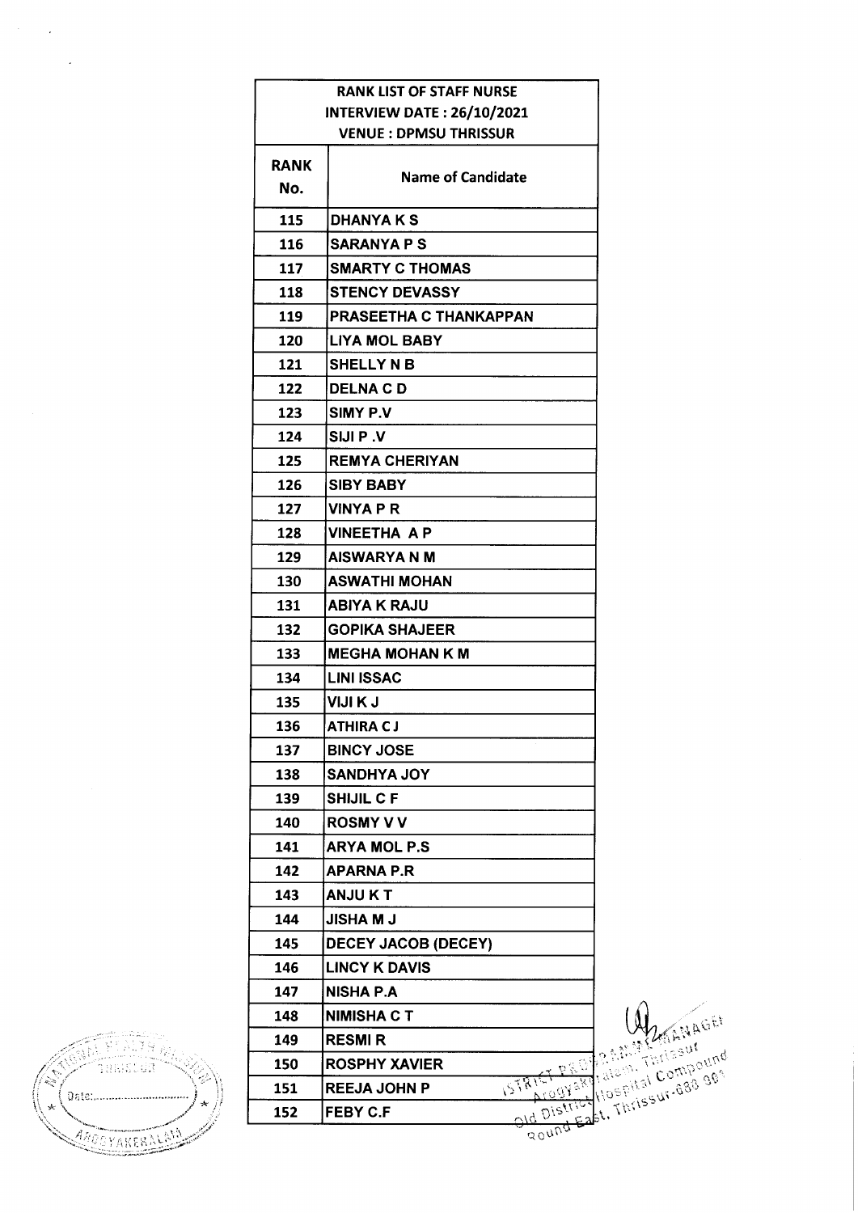| RANK LIST OF STAFF NURSE<br>INTERVIEW DATE : 26/10/2021<br>VENUE : DPMSU THRISSUR | |
|---|---|
| **RANK No.** | **Name of Candidate** |
| 115 | DHANYA K S |
| 116 | SARANYA P S |
| 117 | SMARTY C THOMAS |
| 118 | STENCY DEVASSY |
| 119 | PRASEETHA C THANKAPPAN |
| 120 | LIYA MOL BABY |
| 121 | SHELLY N B |
| 122 | DELNA C D |
| 123 | SIMY P.V |
| 124 | SIJI P .V |
| 125 | REMYA CHERIYAN |
| 126 | SIBY BABY |
| 127 | VINYA P R |
| 128 | VINEETHA A P |
| 129 | AISWARYA N M |
| 130 | ASWATHI MOHAN |
| 131 | ABIYA K RAJU |
| 132 | GOPIKA SHAJEER |
| 133 | MEGHA MOHAN K M |
| 134 | LINI ISSAC |
| 135 | VIJI K J |
| 136 | ATHIRA C J |
| 137 | BINCY JOSE |
| 138 | SANDHYA JOY |
| 139 | SHIJIL C F |
| 140 | ROSMY V V |
| 141 | ARYA MOL P.S |
| 142 | APARNA P.R |
| 143 | ANJU K T |
| 144 | JISHA M J |
| 145 | DECEY JACOB (DECEY) |
| 146 | LINCY K DAVIS |
| 147 | NISHA P.A |
| 148 | NIMISHA C T |
| 149 | RESMI R |
| 150 | ROSPHY XAVIER |
| 151 | REEJA JOHN P |
| 152 | FEBY C.F |

DISTRICT PROGRAMME MANAGER
Arogyakeralam, Thrissur
Old District Hospital Compound
Round East, Thrissur-680 001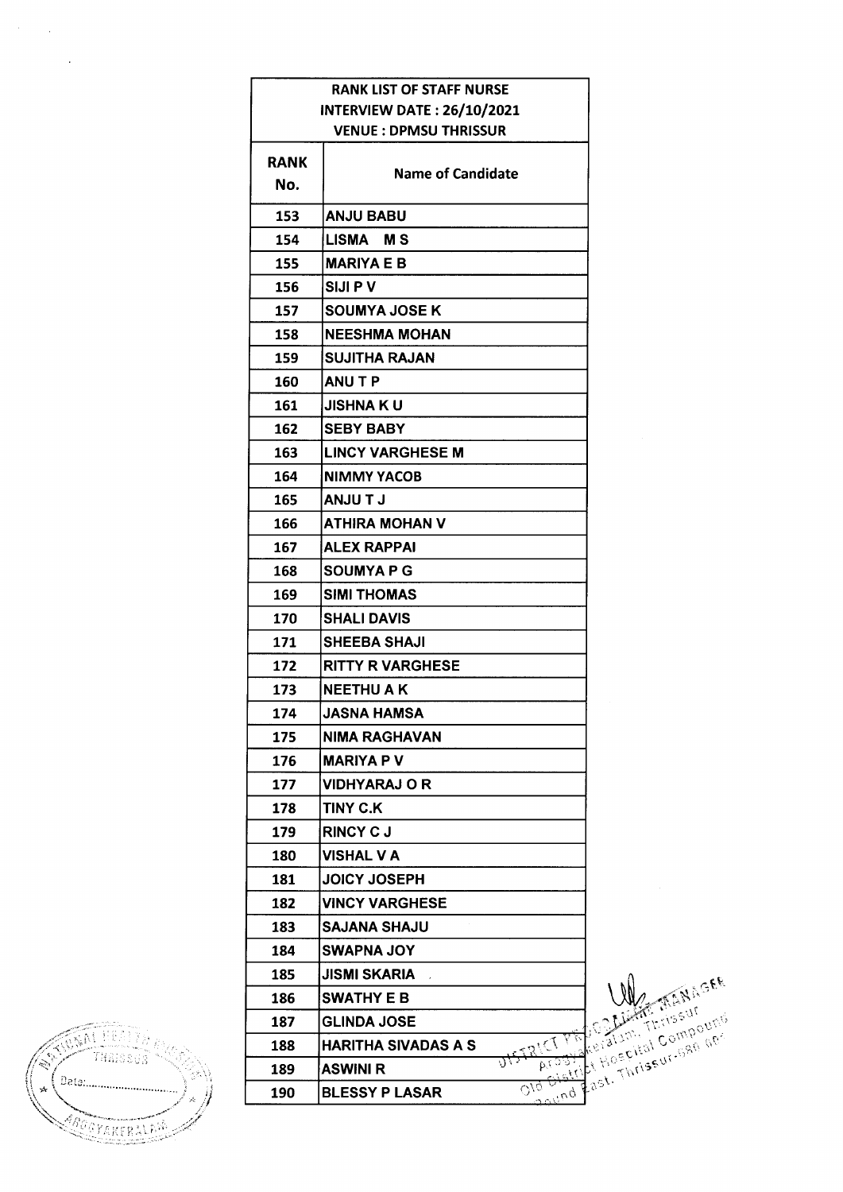| RANK LIST OF STAFF NURSE<br>INTERVIEW DATE : 26/10/2021<br>VENUE : DPMSU THRISSUR | |
|---|---|
| **RANK No.** | **Name of Candidate** |
| 153 | ANJU BABU |
| 154 | LISMA M S |
| 155 | MARIYA E B |
| 156 | SIJI P V |
| 157 | SOUMYA JOSE K |
| 158 | NEESHMA MOHAN |
| 159 | SUJITHA RAJAN |
| 160 | ANU T P |
| 161 | JISHNA K U |
| 162 | SEBY BABY |
| 163 | LINCY VARGHESE M |
| 164 | NIMMY YACOB |
| 165 | ANJU T J |
| 166 | ATHIRA MOHAN V |
| 167 | ALEX RAPPAI |
| 168 | SOUMYA P G |
| 169 | SIMI THOMAS |
| 170 | SHALI DAVIS |
| 171 | SHEEBA SHAJI |
| 172 | RITTY R VARGHESE |
| 173 | NEETHU A K |
| 174 | JASNA HAMSA |
| 175 | NIMA RAGHAVAN |
| 176 | MARIYA P V |
| 177 | VIDHYARAJ O R |
| 178 | TINY C.K |
| 179 | RINCY C J |
| 180 | VISHAL V A |
| 181 | JOICY JOSEPH |
| 182 | VINCY VARGHESE |
| 183 | SAJANA SHAJU |
| 184 | SWAPNA JOY |
| 185 | JISMI SKARIA |
| 186 | SWATHY E B |
| 187 | GLINDA JOSE |
| 188 | HARITHA SIVADAS A S |
| 189 | ASWINI R |
| 190 | BLESSY P LASAR |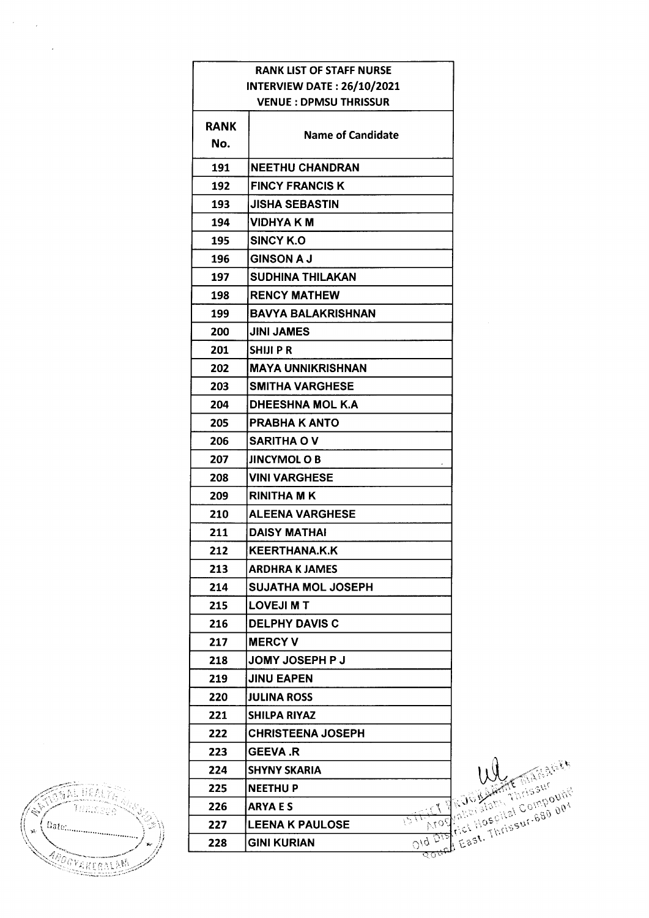| RANK LIST OF STAFF NURSE<br>INTERVIEW DATE : 26/10/2021<br>VENUE : DPMSU THRISSUR | |
|---|---|
| **RANK No.** | **Name of Candidate** |
| 191 | NEETHU CHANDRAN |
| 192 | FINCY FRANCIS K |
| 193 | JISHA SEBASTIN |
| 194 | VIDHYA K M |
| 195 | SINCY K.O |
| 196 | GINSON A J |
| 197 | SUDHINA THILAKAN |
| 198 | RENCY MATHEW |
| 199 | BAVYA BALAKRISHNAN |
| 200 | JINI JAMES |
| 201 | SHIJI P R |
| 202 | MAYA UNNIKRISHNAN |
| 203 | SMITHA VARGHESE |
| 204 | DHEESHNA MOL K.A |
| 205 | PRABHA K ANTO |
| 206 | SARITHA O V |
| 207 | JINCYMOL O B |
| 208 | VINI VARGHESE |
| 209 | RINITHA M K |
| 210 | ALEENA VARGHESE |
| 211 | DAISY MATHAI |
| 212 | KEERTHANA.K.K |
| 213 | ARDHRA K JAMES |
| 214 | SUJATHA MOL JOSEPH |
| 215 | LOVEJI M T |
| 216 | DELPHY DAVIS C |
| 217 | MERCY V |
| 218 | JOMY JOSEPH P J |
| 219 | JINU EAPEN |
| 220 | JULINA ROSS |
| 221 | SHILPA RIYAZ |
| 222 | CHRISTEENA JOSEPH |
| 223 | GEEVA .R |
| 224 | SHYNY SKARIA |
| 225 | NEETHU P |
| 226 | ARYA E S |
| 227 | LEENA K PAULOSE |
| 228 | GINI KURIAN |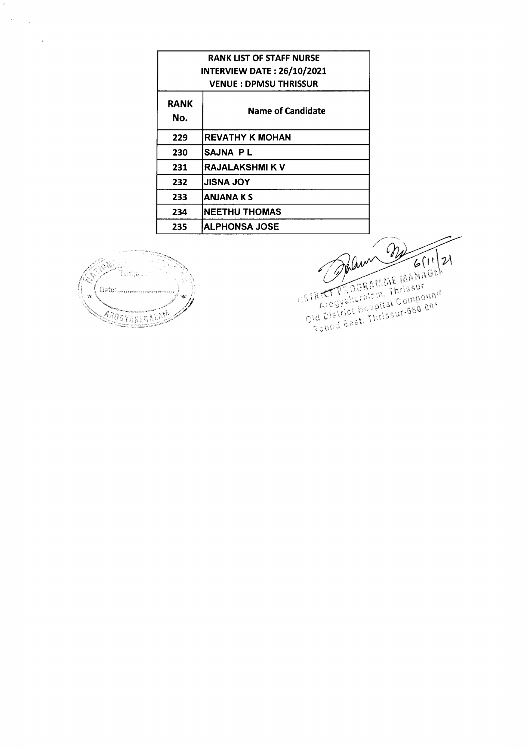| RANK LIST OF STAFF NURSE<br>INTERVIEW DATE : 26/10/2021<br>VENUE : DPMSU THRISSUR | |
|---|---|
| **RANK No.** | **Name of Candidate** |
| 229 | REVATHY K MOHAN |
| 230 | SAJNA P L |
| 231 | RAJALAKSHMI K V |
| 232 | JISNA JOY |
| 233 | ANJANA K S |
| 234 | NEETHU THOMAS |
| 235 | ALPHONSA JOSE |

Date: ..............................

ARDGYAKERALAM

6/11/21

DISTRICT PROGRAMME MANAGER
Arogyakeralam, Thrissur
Old District Hospital Compound
Round East, Thrissur-680 001